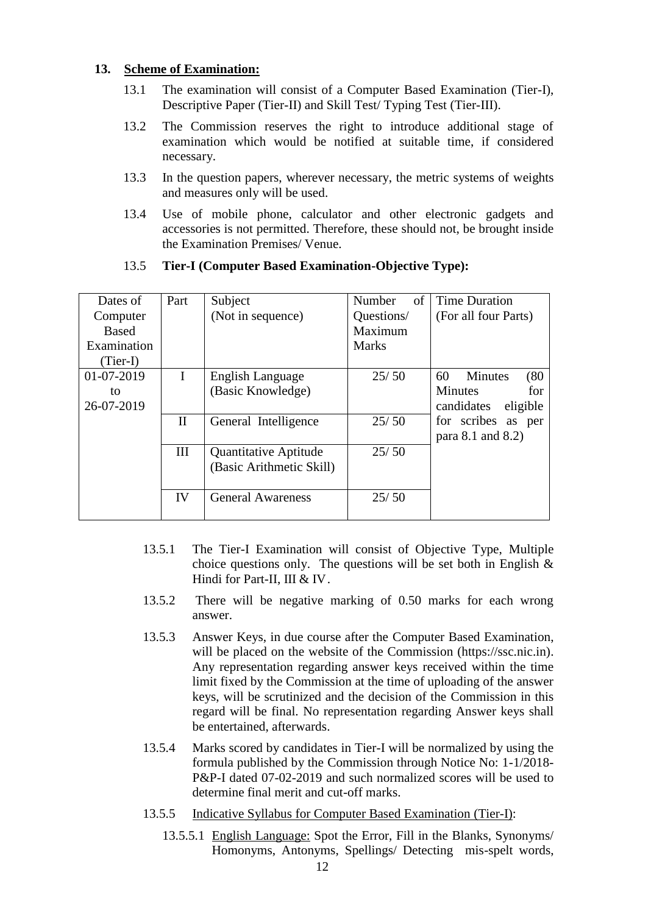**13. Scheme of Examination:**

13.1 The examination will consist of a Computer Based Examination (Tier-I), Descriptive Paper (Tier-II) and Skill Test/ Typing Test (Tier-III).

13.2 The Commission reserves the right to introduce additional stage of examination which would be notified at suitable time, if considered necessary.

13.3 In the question papers, wherever necessary, the metric systems of weights and measures only will be used.

13.4 Use of mobile phone, calculator and other electronic gadgets and accessories is not permitted. Therefore, these should not, be brought inside the Examination Premises/ Venue.

13.5 **Tier-I (Computer Based Examination-Objective Type):**

| Dates of Computer Based Examination (Tier-I) | Part | Subject (Not in sequence) | Number of Questions/ Maximum Marks | Time Duration (For all four Parts) |
|---|---|---|---|---|
| 01-07-2019 to 26-07-2019 | I | English Language (Basic Knowledge) | 25/ 50 | 60 Minutes (80 Minutes for candidates eligible for scribes as per para 8.1 and 8.2) |
| | II | General Intelligence | 25/ 50 | |
| | III | Quantitative Aptitude (Basic Arithmetic Skill) | 25/ 50 | |
| | IV | General Awareness | 25/ 50 | |

13.5.1 The Tier-I Examination will consist of Objective Type, Multiple choice questions only. The questions will be set both in English & Hindi for Part-II, III & IV.

13.5.2 There will be negative marking of 0.50 marks for each wrong answer.

13.5.3 Answer Keys, in due course after the Computer Based Examination, will be placed on the website of the Commission (https://ssc.nic.in). Any representation regarding answer keys received within the time limit fixed by the Commission at the time of uploading of the answer keys, will be scrutinized and the decision of the Commission in this regard will be final. No representation regarding Answer keys shall be entertained, afterwards.

13.5.4 Marks scored by candidates in Tier-I will be normalized by using the formula published by the Commission through Notice No: 1-1/2018-P&P-I dated 07-02-2019 and such normalized scores will be used to determine final merit and cut-off marks.

13.5.5 Indicative Syllabus for Computer Based Examination (Tier-I):

13.5.5.1 English Language: Spot the Error, Fill in the Blanks, Synonyms/ Homonyms, Antonyms, Spellings/ Detecting mis-spelt words,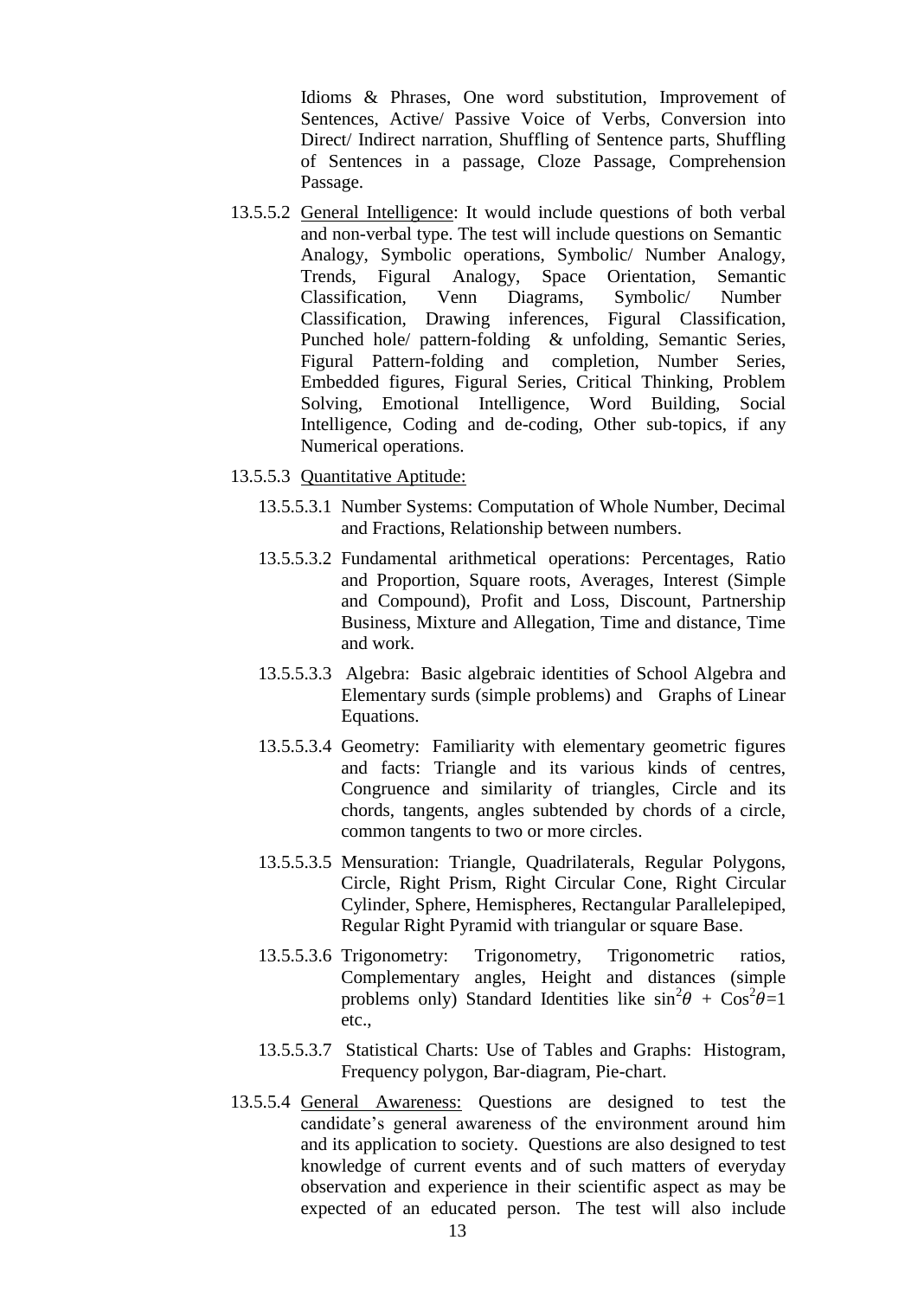Idioms & Phrases, One word substitution, Improvement of Sentences, Active/ Passive Voice of Verbs, Conversion into Direct/ Indirect narration, Shuffling of Sentence parts, Shuffling of Sentences in a passage, Cloze Passage, Comprehension Passage.

13.5.5.2 General Intelligence: It would include questions of both verbal and non-verbal type. The test will include questions on Semantic Analogy, Symbolic operations, Symbolic/ Number Analogy, Trends, Figural Analogy, Space Orientation, Semantic Classification, Venn Diagrams, Symbolic/ Number Classification, Drawing inferences, Figural Classification, Punched hole/ pattern-folding & unfolding, Semantic Series, Figural Pattern-folding and completion, Number Series, Embedded figures, Figural Series, Critical Thinking, Problem Solving, Emotional Intelligence, Word Building, Social Intelligence, Coding and de-coding, Other sub-topics, if any Numerical operations.

13.5.5.3 Quantitative Aptitude:

13.5.5.3.1 Number Systems: Computation of Whole Number, Decimal and Fractions, Relationship between numbers.

13.5.5.3.2 Fundamental arithmetical operations: Percentages, Ratio and Proportion, Square roots, Averages, Interest (Simple and Compound), Profit and Loss, Discount, Partnership Business, Mixture and Allegation, Time and distance, Time and work.

13.5.5.3.3 Algebra: Basic algebraic identities of School Algebra and Elementary surds (simple problems) and Graphs of Linear Equations.

13.5.5.3.4 Geometry: Familiarity with elementary geometric figures and facts: Triangle and its various kinds of centres, Congruence and similarity of triangles, Circle and its chords, tangents, angles subtended by chords of a circle, common tangents to two or more circles.

13.5.5.3.5 Mensuration: Triangle, Quadrilaterals, Regular Polygons, Circle, Right Prism, Right Circular Cone, Right Circular Cylinder, Sphere, Hemispheres, Rectangular Parallelepiped, Regular Right Pyramid with triangular or square Base.

13.5.5.3.6 Trigonometry: Trigonometry, Trigonometric ratios, Complementary angles, Height and distances (simple problems only) Standard Identities like $\sin^2\theta + \cos^2\theta = 1$ etc.,

13.5.5.3.7 Statistical Charts: Use of Tables and Graphs: Histogram, Frequency polygon, Bar-diagram, Pie-chart.

13.5.5.4 General Awareness: Questions are designed to test the candidate's general awareness of the environment around him and its application to society. Questions are also designed to test knowledge of current events and of such matters of everyday observation and experience in their scientific aspect as may be expected of an educated person. The test will also include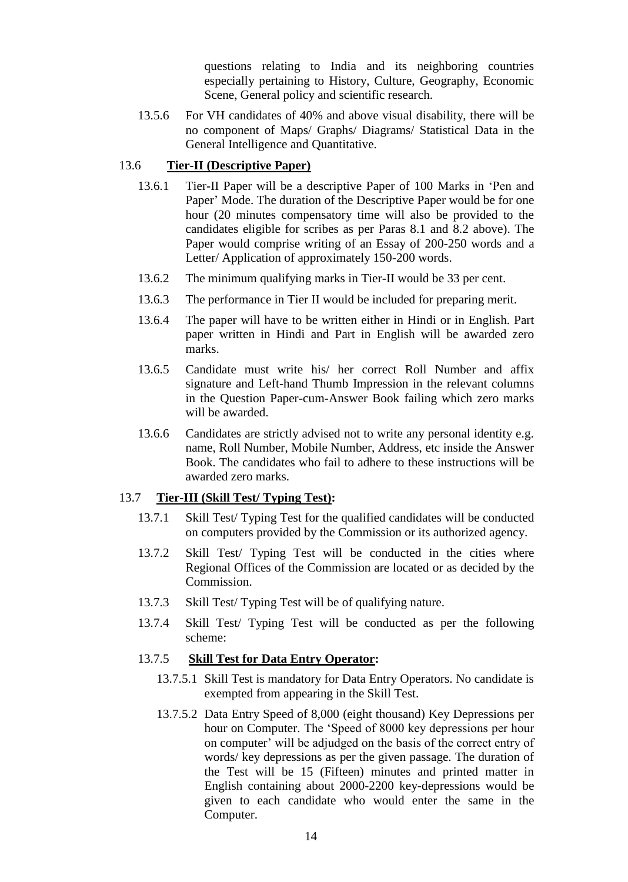questions relating to India and its neighboring countries especially pertaining to History, Culture, Geography, Economic Scene, General policy and scientific research.

13.5.6 For VH candidates of 40% and above visual disability, there will be no component of Maps/ Graphs/ Diagrams/ Statistical Data in the General Intelligence and Quantitative.

### 13.6 **Tier-II (Descriptive Paper)**

13.6.1 Tier-II Paper will be a descriptive Paper of 100 Marks in 'Pen and Paper' Mode. The duration of the Descriptive Paper would be for one hour (20 minutes compensatory time will also be provided to the candidates eligible for scribes as per Paras 8.1 and 8.2 above). The Paper would comprise writing of an Essay of 200-250 words and a Letter/ Application of approximately 150-200 words.

13.6.2 The minimum qualifying marks in Tier-II would be 33 per cent.

13.6.3 The performance in Tier II would be included for preparing merit.

13.6.4 The paper will have to be written either in Hindi or in English. Part paper written in Hindi and Part in English will be awarded zero marks.

13.6.5 Candidate must write his/ her correct Roll Number and affix signature and Left-hand Thumb Impression in the relevant columns in the Question Paper-cum-Answer Book failing which zero marks will be awarded.

13.6.6 Candidates are strictly advised not to write any personal identity e.g. name, Roll Number, Mobile Number, Address, etc inside the Answer Book. The candidates who fail to adhere to these instructions will be awarded zero marks.

### 13.7 **Tier-III (Skill Test/ Typing Test):**

13.7.1 Skill Test/ Typing Test for the qualified candidates will be conducted on computers provided by the Commission or its authorized agency.

13.7.2 Skill Test/ Typing Test will be conducted in the cities where Regional Offices of the Commission are located or as decided by the Commission.

13.7.3 Skill Test/ Typing Test will be of qualifying nature.

13.7.4 Skill Test/ Typing Test will be conducted as per the following scheme:

#### 13.7.5 **Skill Test for Data Entry Operator:**

13.7.5.1 Skill Test is mandatory for Data Entry Operators. No candidate is exempted from appearing in the Skill Test.

13.7.5.2 Data Entry Speed of 8,000 (eight thousand) Key Depressions per hour on Computer. The 'Speed of 8000 key depressions per hour on computer' will be adjudged on the basis of the correct entry of words/ key depressions as per the given passage. The duration of the Test will be 15 (Fifteen) minutes and printed matter in English containing about 2000-2200 key-depressions would be given to each candidate who would enter the same in the Computer.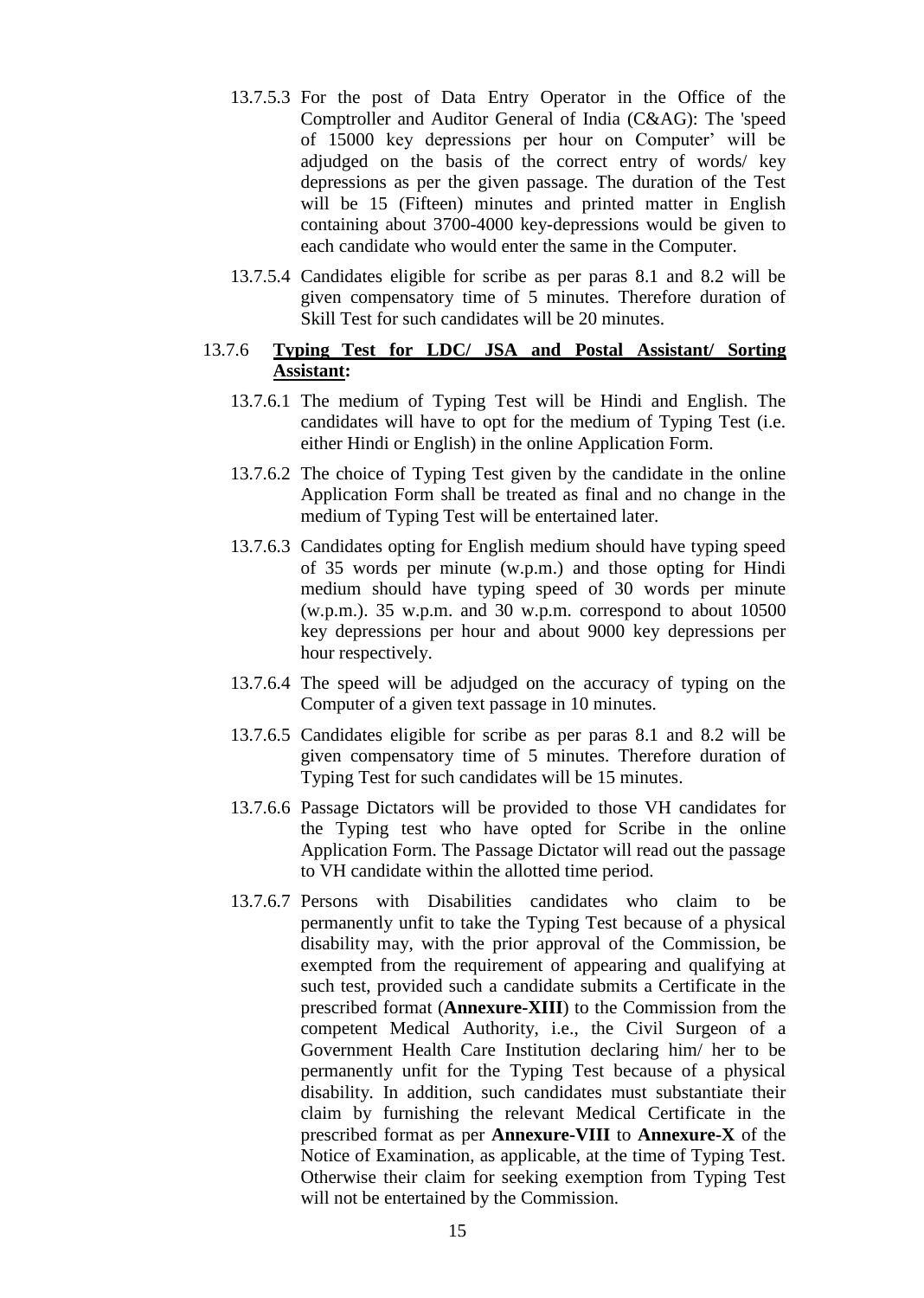13.7.5.3 For the post of Data Entry Operator in the Office of the Comptroller and Auditor General of India (C&AG): The 'speed of 15000 key depressions per hour on Computer' will be adjudged on the basis of the correct entry of words/ key depressions as per the given passage. The duration of the Test will be 15 (Fifteen) minutes and printed matter in English containing about 3700-4000 key-depressions would be given to each candidate who would enter the same in the Computer.

13.7.5.4 Candidates eligible for scribe as per paras 8.1 and 8.2 will be given compensatory time of 5 minutes. Therefore duration of Skill Test for such candidates will be 20 minutes.

13.7.6 **Typing Test for LDC/ JSA and Postal Assistant/ Sorting Assistant:**

13.7.6.1 The medium of Typing Test will be Hindi and English. The candidates will have to opt for the medium of Typing Test (i.e. either Hindi or English) in the online Application Form.

13.7.6.2 The choice of Typing Test given by the candidate in the online Application Form shall be treated as final and no change in the medium of Typing Test will be entertained later.

13.7.6.3 Candidates opting for English medium should have typing speed of 35 words per minute (w.p.m.) and those opting for Hindi medium should have typing speed of 30 words per minute (w.p.m.). 35 w.p.m. and 30 w.p.m. correspond to about 10500 key depressions per hour and about 9000 key depressions per hour respectively.

13.7.6.4 The speed will be adjudged on the accuracy of typing on the Computer of a given text passage in 10 minutes.

13.7.6.5 Candidates eligible for scribe as per paras 8.1 and 8.2 will be given compensatory time of 5 minutes. Therefore duration of Typing Test for such candidates will be 15 minutes.

13.7.6.6 Passage Dictators will be provided to those VH candidates for the Typing test who have opted for Scribe in the online Application Form. The Passage Dictator will read out the passage to VH candidate within the allotted time period.

13.7.6.7 Persons with Disabilities candidates who claim to be permanently unfit to take the Typing Test because of a physical disability may, with the prior approval of the Commission, be exempted from the requirement of appearing and qualifying at such test, provided such a candidate submits a Certificate in the prescribed format (**Annexure-XIII**) to the Commission from the competent Medical Authority, i.e., the Civil Surgeon of a Government Health Care Institution declaring him/ her to be permanently unfit for the Typing Test because of a physical disability. In addition, such candidates must substantiate their claim by furnishing the relevant Medical Certificate in the prescribed format as per **Annexure-VIII** to **Annexure-X** of the Notice of Examination, as applicable, at the time of Typing Test. Otherwise their claim for seeking exemption from Typing Test will not be entertained by the Commission.